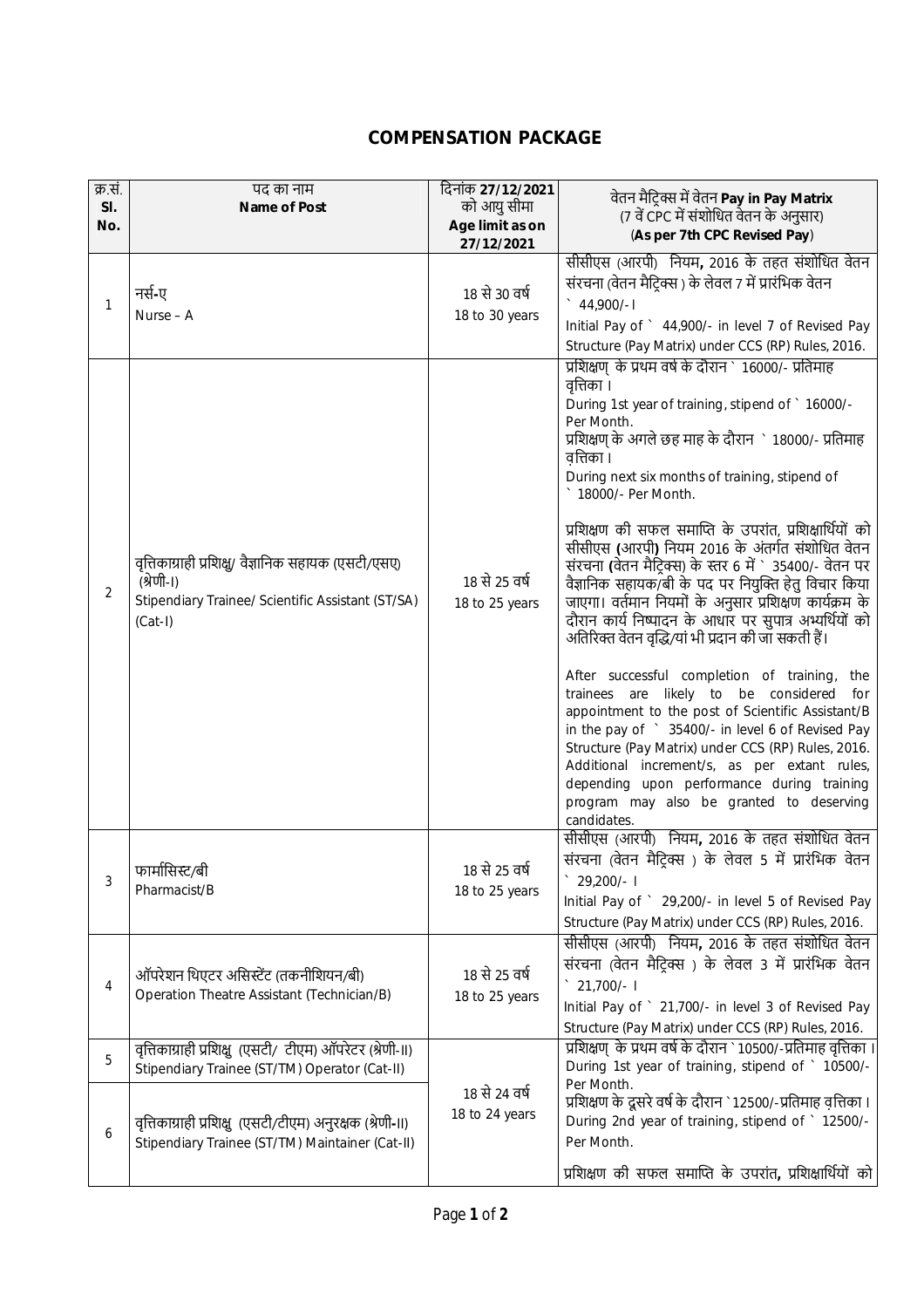# COMPENSATION PACKAGE

| क्र.सं. Sl. No. | पद का नाम **Name of Post** | दिनांक **27/12/2021** को आयु सीमा **Age limit as on 27/12/2021** | वेतन मैट्रिक्स में वेतन **Pay in Pay Matrix** (7 वें CPC में संशोधित वेतन के अनुसार) (**As per 7th CPC Revised Pay**) |
|---|---|---|---|
| 1 | नर्स-ए<br>Nurse – A | 18 से 30 वर्ष<br>18 to 30 years | सीसीएस (आरपी) नियम, 2016 के तहत संशोधित वेतन संरचना (वेतन मैट्रिक्स ) के लेवल 7 में प्रारंभिक वेतन ` 44,900/- ।<br>Initial Pay of ` 44,900/- in level 7 of Revised Pay Structure (Pay Matrix) under CCS (RP) Rules, 2016. |
| 2 | वृत्तिकाग्राही प्रशिक्षु/ वैज्ञानिक सहायक (एसटी/एसए) (श्रेणी-I)<br>Stipendiary Trainee/ Scientific Assistant (ST/SA) (Cat-I) | 18 से 25 वर्ष<br>18 to 25 years | प्रशिक्षण के प्रथम वर्ष के दौरान ` 16000/- प्रतिमाह वृत्तिका ।<br>During 1st year of training, stipend of ` 16000/- Per Month.<br>प्रशिक्षण के अगले छह माह के दौरान ` 18000/- प्रतिमाह वृत्तिका ।<br>During next six months of training, stipend of ` 18000/- Per Month.<br>प्रशिक्षण की सफल समाप्ति के उपरांत, प्रशिक्षार्थियों को सीसीएस (आरपी) नियम 2016 के अंतर्गत संशोधित वेतन संरचना (वेतन मैट्रिक्स) के स्तर 6 में ` 35400/- वेतन पर वैज्ञानिक सहायक/बी के पद पर नियुक्ति हेतु विचार किया जाएगा। वर्तमान नियमों के अनुसार प्रशिक्षण कार्यक्रम के दौरान कार्य निष्पादन के आधार पर सुपात्र अभ्यर्थियों को अतिरिक्त वेतन वृद्धि/यां भी प्रदान की जा सकती हैं।<br>After successful completion of training, the trainees are likely to be considered for appointment to the post of Scientific Assistant/B in the pay of ` 35400/- in level 6 of Revised Pay Structure (Pay Matrix) under CCS (RP) Rules, 2016. Additional increment/s, as per extant rules, depending upon performance during training program may also be granted to deserving candidates. |
| 3 | फार्मासिस्ट/बी<br>Pharmacist/B | 18 से 25 वर्ष<br>18 to 25 years | सीसीएस (आरपी) नियम, 2016 के तहत संशोधित वेतन संरचना (वेतन मैट्रिक्स ) के लेवल 5 में प्रारंभिक वेतन ` 29,200/- ।<br>Initial Pay of ` 29,200/- in level 5 of Revised Pay Structure (Pay Matrix) under CCS (RP) Rules, 2016. |
| 4 | ऑपरेशन थिएटर असिस्टेंट (तकनीशियन/बी)<br>Operation Theatre Assistant (Technician/B) | 18 से 25 वर्ष<br>18 to 25 years | सीसीएस (आरपी) नियम, 2016 के तहत संशोधित वेतन संरचना (वेतन मैट्रिक्स ) के लेवल 3 में प्रारंभिक वेतन ` 21,700/- ।<br>Initial Pay of ` 21,700/- in level 3 of Revised Pay Structure (Pay Matrix) under CCS (RP) Rules, 2016. |
| 5 | वृत्तिकाग्राही प्रशिक्षु (एसटी/ टीएम) ऑपरेटर (श्रेणी-II)<br>Stipendiary Trainee (ST/TM) Operator (Cat-II) | 18 से 24 वर्ष<br>18 to 24 years | प्रशिक्षण के प्रथम वर्ष के दौरान `10500/-प्रतिमाह वृत्तिका ।<br>During 1st year of training, stipend of ` 10500/- Per Month.<br>प्रशिक्षण के दूसरे वर्ष के दौरान `12500/-प्रतिमाह वृत्तिका ।<br>During 2nd year of training, stipend of ` 12500/- Per Month.<br>प्रशिक्षण की सफल समाप्ति के उपरांत, प्रशिक्षार्थियों को |
| 6 | वृत्तिकाग्राही प्रशिक्षु (एसटी/टीएम) अनुरक्षक (श्रेणी-II)<br>Stipendiary Trainee (ST/TM) Maintainer (Cat-II) | | |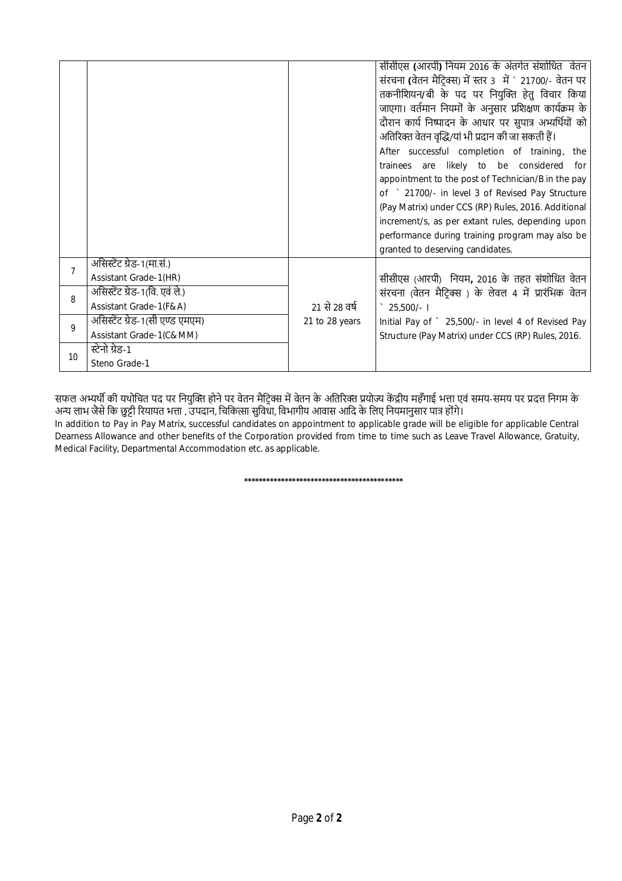| | | | |
|---|---|---|---|
| | | | सीसीएस (आरपी) नियम 2016 के अंतर्गत संशोधित वेतन संरचना (वेतन मैट्रिक्स) में स्तर 3 में ` 21700/- वेतन पर तकनीशियन/बी के पद पर नियुक्ति हेतु विचार किया जाएगा। वर्तमान नियमों के अनुसार प्रशिक्षण कार्यक्रम के दौरान कार्य निष्पादन के आधार पर सुपात्र अभ्यर्थियों को अतिरिक्त वेतन वृद्धि/यां भी प्रदान की जा सकती हैं।<br>After successful completion of training, the trainees are likely to be considered for appointment to the post of Technician/B in the pay of ` 21700/- in level 3 of Revised Pay Structure (Pay Matrix) under CCS (RP) Rules, 2016. Additional increment/s, as per extant rules, depending upon performance during training program may also be granted to deserving candidates. |
| 7 | असिस्टेंट ग्रेड-1(मा.सं.)<br>Assistant Grade-1(HR) | 21 से 28 वर्ष<br>21 to 28 years | सीसीएस (आरपी) नियम, 2016 के तहत संशोधित वेतन संरचना (वेतन मैट्रिक्स ) के लेवल 4 में प्रारंभिक वेतन ` 25,500/- ।<br>Initial Pay of ` 25,500/- in level 4 of Revised Pay Structure (Pay Matrix) under CCS (RP) Rules, 2016. |
| 8 | असिस्टेंट ग्रेड-1(वि. एवं ले.)<br>Assistant Grade-1(F&A) | | |
| 9 | असिस्टेंट ग्रेड-1(सी एण्ड एमएम)<br>Assistant Grade-1(C&MM) | | |
| 10 | स्टेनो ग्रेड-1<br>Steno Grade-1 | | |

सफल अभ्यर्थी की यथोचित पद पर नियुक्ति होने पर वेतन मैट्रिक्स में वेतन के अतिरिक्त प्रयोज्य केंद्रीय महँगाई भत्ता एवं समय-समय पर प्रदत्त निगम के अन्य लाभ जैसे कि छुट्टी रियायत भत्ता , उपदान, चिकित्सा सुविधा, विभागीय आवास आदि के लिए नियमानुसार पात्र होंगे।

In addition to Pay in Pay Matrix, successful candidates on appointment to applicable grade will be eligible for applicable Central Dearness Allowance and other benefits of the Corporation provided from time to time such as Leave Travel Allowance, Gratuity, Medical Facility, Departmental Accommodation etc. as applicable.

*******************************************